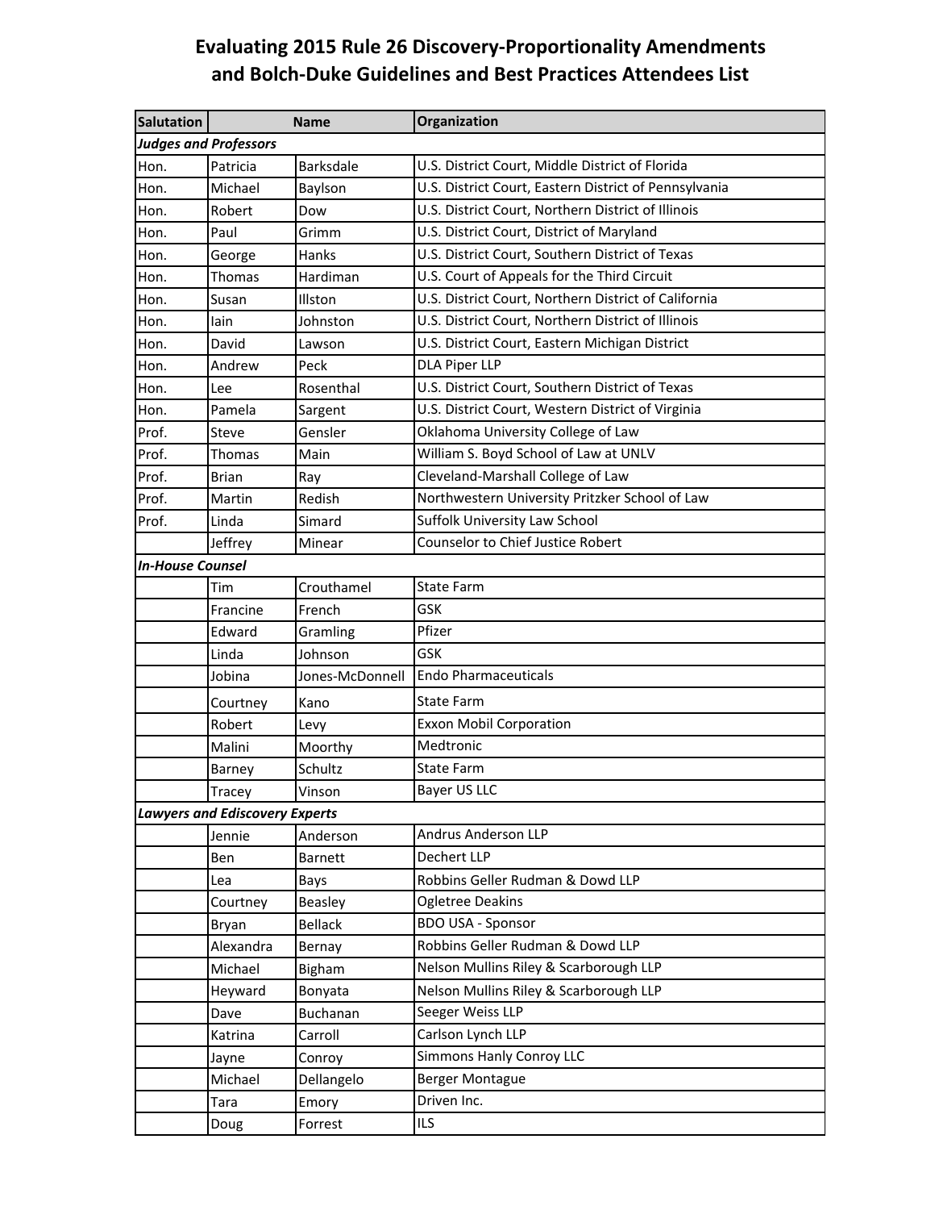# Evaluating 2015 Rule 26 Discovery-Proportionality Amendments and Bolch-Duke Guidelines and Best Practices Attendees List

| Salutation | Name | | Organization |
|---|---|---|---|
| ***Judges and Professors*** | | | |
| Hon. | Patricia | Barksdale | U.S. District Court, Middle District of Florida |
| Hon. | Michael | Baylson | U.S. District Court, Eastern District of Pennsylvania |
| Hon. | Robert | Dow | U.S. District Court, Northern District of Illinois |
| Hon. | Paul | Grimm | U.S. District Court, District of Maryland |
| Hon. | George | Hanks | U.S. District Court, Southern District of Texas |
| Hon. | Thomas | Hardiman | U.S. Court of Appeals for the Third Circuit |
| Hon. | Susan | Illston | U.S. District Court, Northern District of California |
| Hon. | Iain | Johnston | U.S. District Court, Northern District of Illinois |
| Hon. | David | Lawson | U.S. District Court, Eastern Michigan District |
| Hon. | Andrew | Peck | DLA Piper LLP |
| Hon. | Lee | Rosenthal | U.S. District Court, Southern District of Texas |
| Hon. | Pamela | Sargent | U.S. District Court, Western District of Virginia |
| Prof. | Steve | Gensler | Oklahoma University College of Law |
| Prof. | Thomas | Main | William S. Boyd School of Law at UNLV |
| Prof. | Brian | Ray | Cleveland-Marshall College of Law |
| Prof. | Martin | Redish | Northwestern University Pritzker School of Law |
| Prof. | Linda | Simard | Suffolk University Law School |
| | Jeffrey | Minear | Counselor to Chief Justice Robert |
| ***In-House Counsel*** | | | |
| | Tim | Crouthamel | State Farm |
| | Francine | French | GSK |
| | Edward | Gramling | Pfizer |
| | Linda | Johnson | GSK |
| | Jobina | Jones-McDonnell | Endo Pharmaceuticals |
| | Courtney | Kano | State Farm |
| | Robert | Levy | Exxon Mobil Corporation |
| | Malini | Moorthy | Medtronic |
| | Barney | Schultz | State Farm |
| | Tracey | Vinson | Bayer US LLC |
| ***Lawyers and Ediscovery Experts*** | | | |
| | Jennie | Anderson | Andrus Anderson LLP |
| | Ben | Barnett | Dechert LLP |
| | Lea | Bays | Robbins Geller Rudman & Dowd LLP |
| | Courtney | Beasley | Ogletree Deakins |
| | Bryan | Bellack | BDO USA - Sponsor |
| | Alexandra | Bernay | Robbins Geller Rudman & Dowd LLP |
| | Michael | Bigham | Nelson Mullins Riley & Scarborough LLP |
| | Heyward | Bonyata | Nelson Mullins Riley & Scarborough LLP |
| | Dave | Buchanan | Seeger Weiss LLP |
| | Katrina | Carroll | Carlson Lynch LLP |
| | Jayne | Conroy | Simmons Hanly Conroy LLC |
| | Michael | Dellangelo | Berger Montague |
| | Tara | Emory | Driven Inc. |
| | Doug | Forrest | ILS |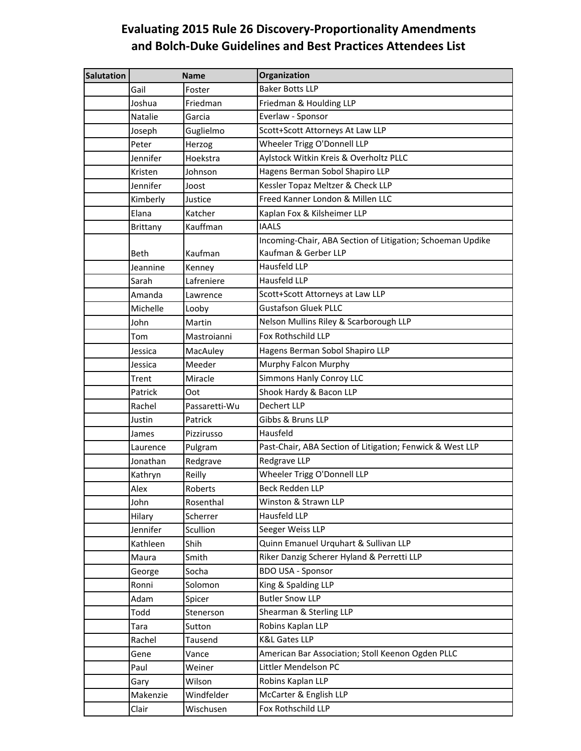# Evaluating 2015 Rule 26 Discovery-Proportionality Amendments and Bolch-Duke Guidelines and Best Practices Attendees List

| Salutation | Name | | Organization |
|---|---|---|---|
| | Gail | Foster | Baker Botts LLP |
| | Joshua | Friedman | Friedman & Houlding LLP |
| | Natalie | Garcia | Everlaw - Sponsor |
| | Joseph | Guglielmo | Scott+Scott Attorneys At Law LLP |
| | Peter | Herzog | Wheeler Trigg O'Donnell LLP |
| | Jennifer | Hoekstra | Aylstock Witkin Kreis & Overholtz PLLC |
| | Kristen | Johnson | Hagens Berman Sobol Shapiro LLP |
| | Jennifer | Joost | Kessler Topaz Meltzer & Check LLP |
| | Kimberly | Justice | Freed Kanner London & Millen LLC |
| | Elana | Katcher | Kaplan Fox & Kilsheimer LLP |
| | Brittany | Kauffman | IAALS |
| | Beth | Kaufman | Incoming-Chair, ABA Section of Litigation; Schoeman Updike Kaufman & Gerber LLP |
| | Jeannine | Kenney | Hausfeld LLP |
| | Sarah | Lafreniere | Hausfeld LLP |
| | Amanda | Lawrence | Scott+Scott Attorneys at Law LLP |
| | Michelle | Looby | Gustafson Gluek PLLC |
| | John | Martin | Nelson Mullins Riley & Scarborough LLP |
| | Tom | Mastroianni | Fox Rothschild LLP |
| | Jessica | MacAuley | Hagens Berman Sobol Shapiro LLP |
| | Jessica | Meeder | Murphy Falcon Murphy |
| | Trent | Miracle | Simmons Hanly Conroy LLC |
| | Patrick | Oot | Shook Hardy & Bacon LLP |
| | Rachel | Passaretti-Wu | Dechert LLP |
| | Justin | Patrick | Gibbs & Bruns LLP |
| | James | Pizzirusso | Hausfeld |
| | Laurence | Pulgram | Past-Chair, ABA Section of Litigation; Fenwick & West LLP |
| | Jonathan | Redgrave | Redgrave LLP |
| | Kathryn | Reilly | Wheeler Trigg O'Donnell LLP |
| | Alex | Roberts | Beck Redden LLP |
| | John | Rosenthal | Winston & Strawn LLP |
| | Hilary | Scherrer | Hausfeld LLP |
| | Jennifer | Scullion | Seeger Weiss LLP |
| | Kathleen | Shih | Quinn Emanuel Urquhart & Sullivan LLP |
| | Maura | Smith | Riker Danzig Scherer Hyland & Perretti LLP |
| | George | Socha | BDO USA - Sponsor |
| | Ronni | Solomon | King & Spalding LLP |
| | Adam | Spicer | Butler Snow LLP |
| | Todd | Stenerson | Shearman & Sterling LLP |
| | Tara | Sutton | Robins Kaplan LLP |
| | Rachel | Tausend | K&L Gates LLP |
| | Gene | Vance | American Bar Association; Stoll Keenon Ogden PLLC |
| | Paul | Weiner | Littler Mendelson PC |
| | Gary | Wilson | Robins Kaplan LLP |
| | Makenzie | Windfelder | McCarter & English LLP |
| | Clair | Wischusen | Fox Rothschild LLP |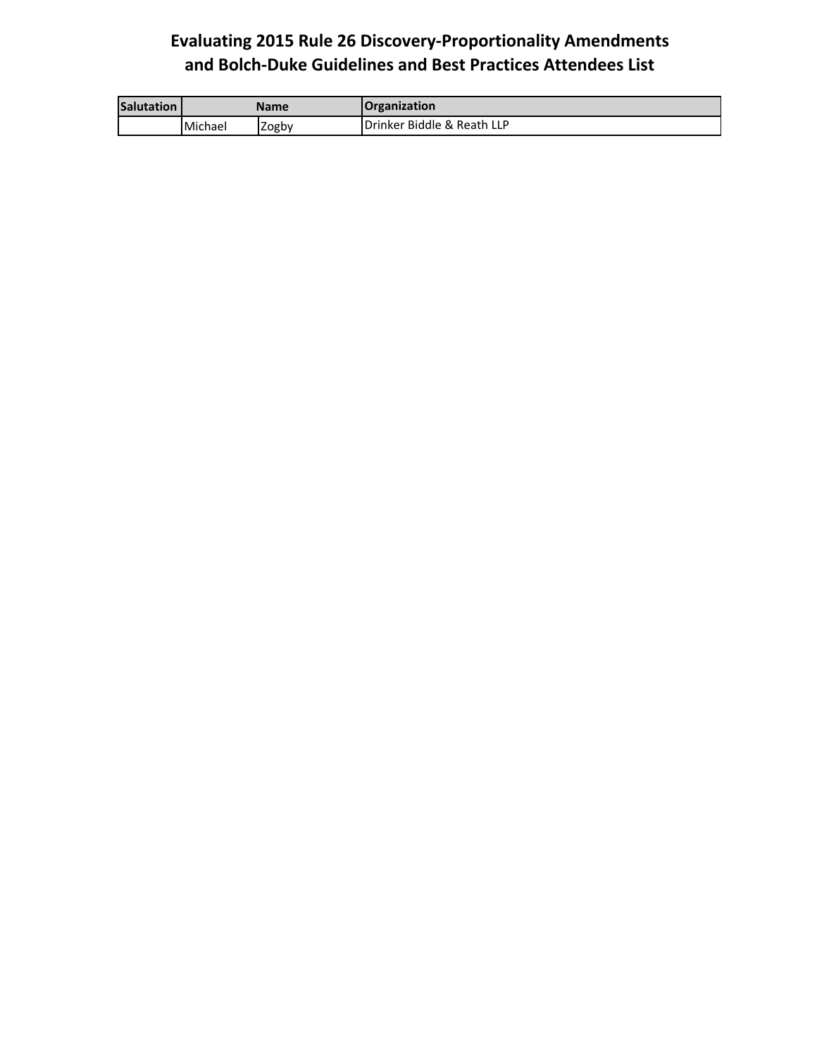# Evaluating 2015 Rule 26 Discovery-Proportionality Amendments and Bolch-Duke Guidelines and Best Practices Attendees List

| Salutation | Name | | Organization |
| --- | --- | --- | --- |
| | Michael | Zogby | Drinker Biddle & Reath LLP |